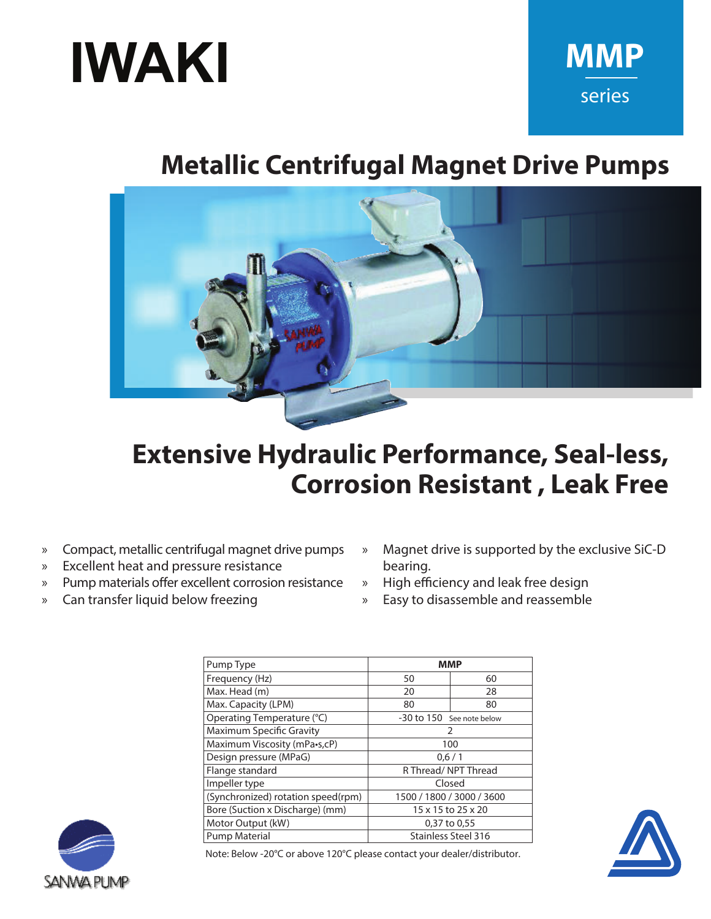# IWAKI

**MMP**
series

## Metallic Centrifugal Magnet Drive Pumps

## Extensive Hydraulic Performance, Seal-less, Corrosion Resistant , Leak Free

- Compact, metallic centrifugal magnet drive pumps
- Excellent heat and pressure resistance
- Pump materials offer excellent corrosion resistance
- Can transfer liquid below freezing
- Magnet drive is supported by the exclusive SiC-D bearing.
- High efficiency and leak free design
- Easy to disassemble and reassemble

| Pump Type | **MMP** | |
|---|---|---|
| Frequency (Hz) | 50 | 60 |
| Max. Head (m) | 20 | 28 |
| Max. Capacity (LPM) | 80 | 80 |
| Operating Temperature (°C) | -30 to 150 See note below | |
| Maximum Specific Gravity | 2 | |
| Maximum Viscosity (mPa•s,cP) | 100 | |
| Design pressure (MPaG) | 0,6 / 1 | |
| Flange standard | R Thread/ NPT Thread | |
| Impeller type | Closed | |
| (Synchronized) rotation speed(rpm) | 1500 / 1800 / 3000 / 3600 | |
| Bore (Suction x Discharge) (mm) | 15 x 15 to 25 x 20 | |
| Motor Output (kW) | 0,37 to 0,55 | |
| Pump Material | Stainless Steel 316 | |

Note: Below -20°C or above 120°C please contact your dealer/distributor.

SANWA PUMP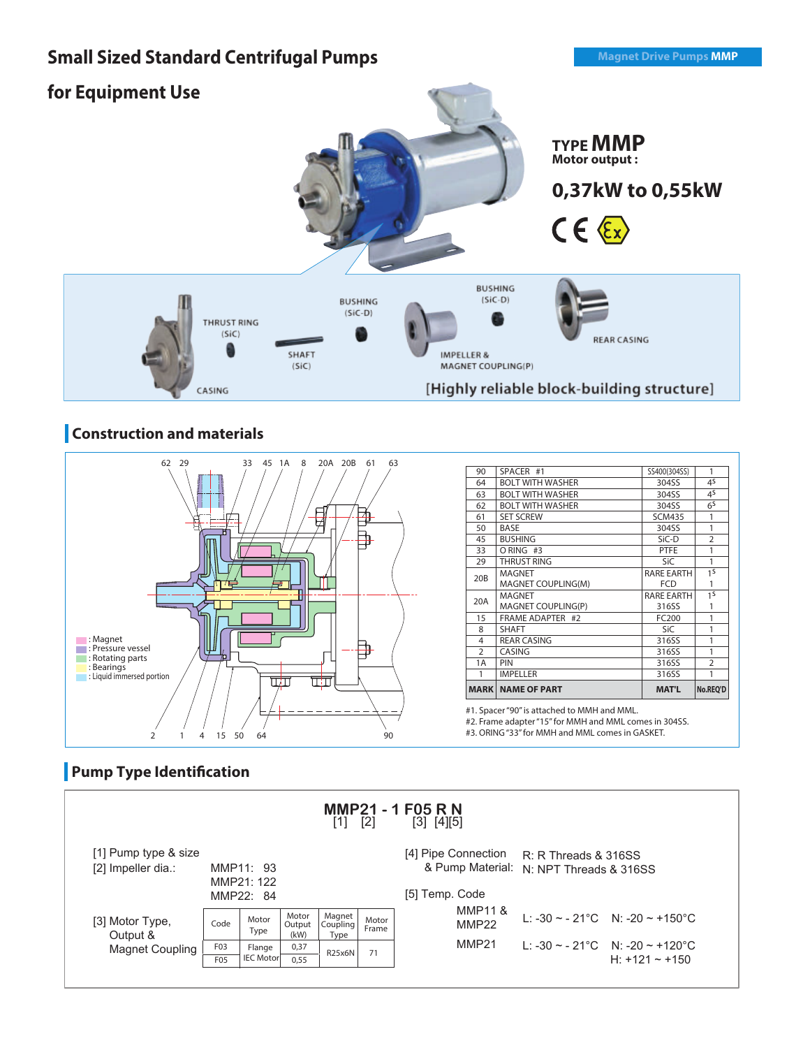# Small Sized Standard Centrifugal Pumps for Equipment Use

Magnet Drive Pumps **MMP**

**TYPE MMP**
**Motor output :**
**0,37kW to 0,55kW**

THRUST RING (SiC)
SHAFT (SiC)
BUSHING (SiC-D)
BUSHING (SiC-D)
IMPELLER & MAGNET COUPLING(P)
REAR CASING
CASING

[Highly reliable block-building structure]

## Construction and materials

62 29 33 45 1A 8 20A 20B 61 63

2 1 4 15 50 64 90

: Magnet
: Pressure vessel
: Rotating parts
: Bearings
: Liquid immersed portion

| MARK | NAME OF PART | MAT'L | No.REQ'D |
|---|---|---|---|
| 90 | SPACER #1 | SS400(304SS) | 1 |
| 64 | BOLT WITH WASHER | 304SS | 4S |
| 63 | BOLT WITH WASHER | 304SS | 4S |
| 62 | BOLT WITH WASHER | 304SS | 6S |
| 61 | SET SCREW | SCM435 | 1 |
| 50 | BASE | 304SS | 1 |
| 45 | BUSHING | SiC-D | 2 |
| 33 | O RING #3 | PTFE | 1 |
| 29 | THRUST RING | SiC | 1 |
| 20B | MAGNET | RARE EARTH | 1S |
| | MAGNET COUPLING(M) | FCD | 1 |
| 20A | MAGNET | RARE EARTH | 1S |
| | MAGNET COUPLING(P) | 316SS | 1 |
| 15 | FRAME ADAPTER #2 | FC200 | 1 |
| 8 | SHAFT | SiC | 1 |
| 4 | REAR CASING | 316SS | 1 |
| 2 | CASING | 316SS | 1 |
| 1A | PIN | 316SS | 2 |
| 1 | IMPELLER | 316SS | 1 |

#1. Spacer "90" is attached to MMH and MML.
#2. Frame adapter "15" for MMH and MML comes in 304SS.
#3. ORING "33" for MMH and MML comes in GASKET.

## Pump Type Identification

**MMP21 - 1 F05 R N**
[1] [2] [3] [4][5]

[1] Pump type & size
[2] Impeller dia.: MMP11: 93, MMP21: 122, MMP22: 84

[3] Motor Type, Output & Magnet Coupling

| Code | Motor Type | Motor Output (kW) | Magnet Coupling Type | Motor Frame |
|---|---|---|---|---|
| F03 | Flange IEC Motor | 0,37 | R25x6N | 71 |
| F05 | | 0,55 | | |

[4] Pipe Connection & Pump Material: R: R Threads & 316SS; N: NPT Threads & 316SS

[5] Temp. Code

| | | |
|---|---|---|
| MMP11 & MMP22 | L: -30 ~ - 21°C | N: -20 ~ +150°C |
| MMP21 | L: -30 ~ - 21°C | N: -20 ~ +120°C<br>H: +121 ~ +150 |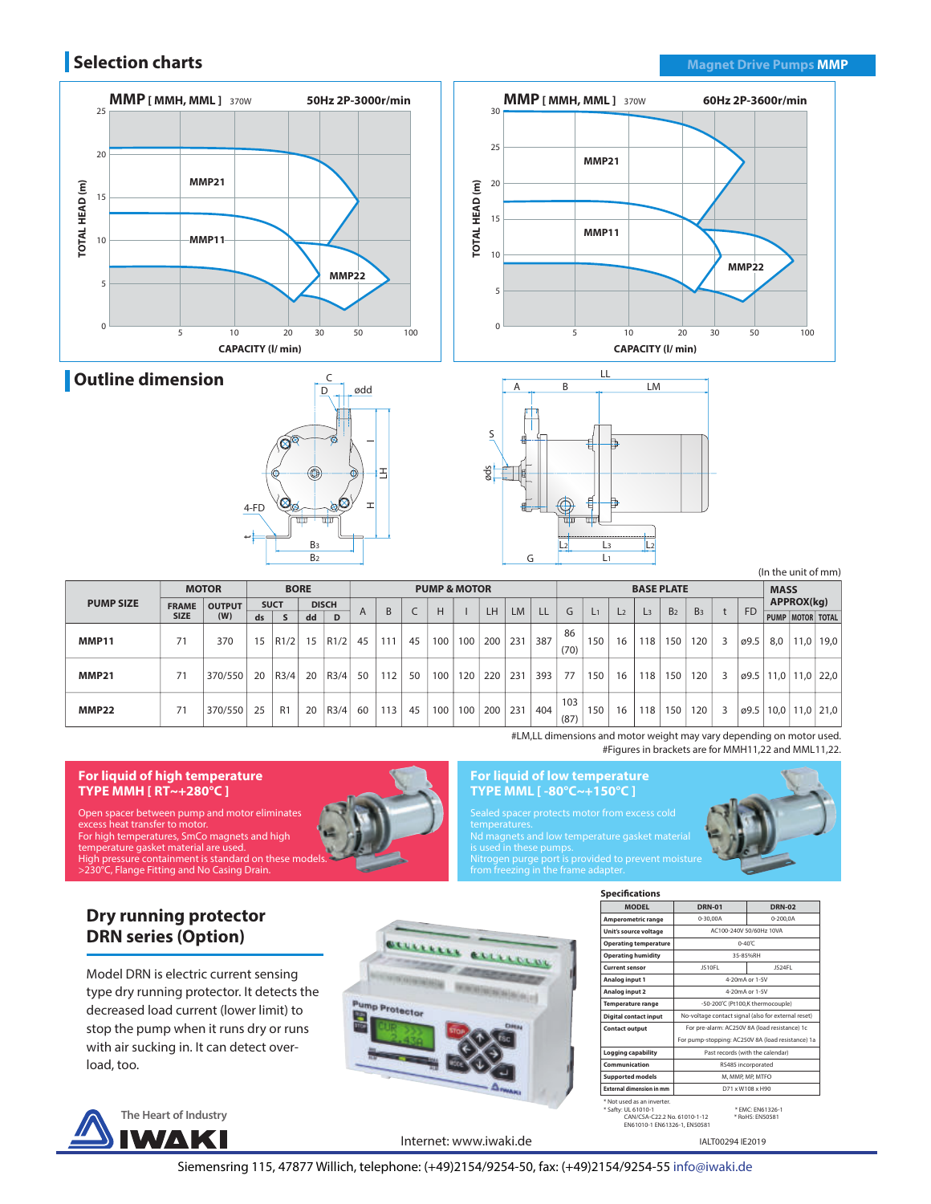## Selection charts

Magnet Drive Pumps **MMP**

**MMP** [ MMH, MML ] 370W — 50Hz 2P-3000r/min

TOTAL HEAD (m)
25
20
15
10
5
0

MMP21
MMP11
MMP22

5 10 20 30 50 100
CAPACITY (l/ min)

**MMP** [ MMH, MML ] 370W — 60Hz 2P-3600r/min

TOTAL HEAD (m)
30
25
20
15
10
5
0

MMP21
MMP11
MMP22

5 10 20 30 50 100
CAPACITY (l/ min)

## Outline dimension

C, D, ødd, I, LH, H, 4-FD, t, B3, B2

A, B, LL, LM, S, øds, G, L2, L3, L2, L1

(In the unit of mm)

| PUMP SIZE | MOTOR | | BORE | | | | PUMP & MOTOR | | | | | | | | BASE PLATE | | | | | | | | MASS APPROX(kg) | | |
|---|---|---|---|---|---|---|---|---|---|---|---|---|---|---|---|---|---|---|---|---|---|---|---|---|---|
| | FRAME SIZE | OUTPUT (W) | SUCT | | DISCH | | A | B | C | H | I | LH | LM | LL | G | $L_1$ | $L_2$ | $L_3$ | $B_2$ | $B_3$ | t | FD | PUMP | MOTOR | TOTAL |
| | | | ds | S | dd | D | | | | | | | | | | | | | | | | | | | |
| MMP11 | 71 | 370 | 15 | R1/2 | 15 | R1/2 | 45 | 111 | 45 | 100 | 100 | 200 | 231 | 387 | 86 (70) | 150 | 16 | 118 | 150 | 120 | 3 | ø9.5 | 8,0 | 11,0 | 19,0 |
| MMP21 | 71 | 370/550 | 20 | R3/4 | 20 | R3/4 | 50 | 112 | 50 | 100 | 120 | 220 | 231 | 393 | 77 | 150 | 16 | 118 | 150 | 120 | 3 | ø9.5 | 11,0 | 11,0 | 22,0 |
| MMP22 | 71 | 370/550 | 25 | R1 | 20 | R3/4 | 60 | 113 | 45 | 100 | 100 | 200 | 231 | 404 | 103 (87) | 150 | 16 | 118 | 150 | 120 | 3 | ø9.5 | 10,0 | 11,0 | 21,0 |

#LM,LL dimensions and motor weight may vary depending on motor used.
#Figures in brackets are for MMH11,22 and MML11,22.

**For liquid of high temperature**
**TYPE MMH [ RT~+280°C ]**

Open spacer between pump and motor eliminates excess heat transfer to motor.
For high temperatures, SmCo magnets and high temperature gasket material are used.
High pressure containment is standard on these models. >230°C, Flange Fitting and No Casing Drain.

**For liquid of low temperature**
**TYPE MML [ -80°C~+150°C ]**

Sealed spacer protects motor from excess cold temperatures.
Nd magnets and low temperature gasket material is used in these pumps.
Nitrogen purge port is provided to prevent moisture from freezing in the frame adapter.

## Dry running protector DRN series (Option)

Model DRN is electric current sensing type dry running protector. It detects the decreased load current (lower limit) to stop the pump when it runs dry or runs with air sucking in. It can detect over-load, too.

**Specifications**

| MODEL | DRN-01 | DRN-02 |
|---|---|---|
| Amperometric range | 0-30,00A | 0-200,0A |
| Unit's source voltage | AC100-240V 50/60Hz 10VA | |
| Operating temperature | 0-40℃ | |
| Operating humidity | 35-85%RH | |
| Current sensor | JS10FL | JS24FL |
| Analog input 1 | 4-20mA or 1-5V | |
| Analog input 2 | 4-20mA or 1-5V | |
| Temperature range | -50-200℃ (Pt100,K thermocouple) | |
| Digital contact input | No-voltage contact signal (also for external reset) | |
| Contact output | For pre-alarm: AC250V 8A (load resistance) 1c<br>For pump-stopping: AC250V 8A (load resistance) 1a | |
| Logging capability | Past records (with the calendar) | |
| Communication | RS485 incorporated | |
| Supported models | M, MMP, MP, MTFO | |
| External dimension in mm | D71 x W108 x H90 | |

* Not used as an inverter.
* Safty: UL 61010-1, CAN/CSA-C22.2 No. 61010-1-12, EN61010-1 EN61326-1, EN50581
* EMC: EN61326-1
* RoHS: EN50581

The Heart of Industry
IWAKI

Internet: www.iwaki.de

IALT00294 IE2019

Siemensring 115, 47877 Willich, telephone: (+49)2154/9254-50, fax: (+49)2154/9254-55 info@iwaki.de